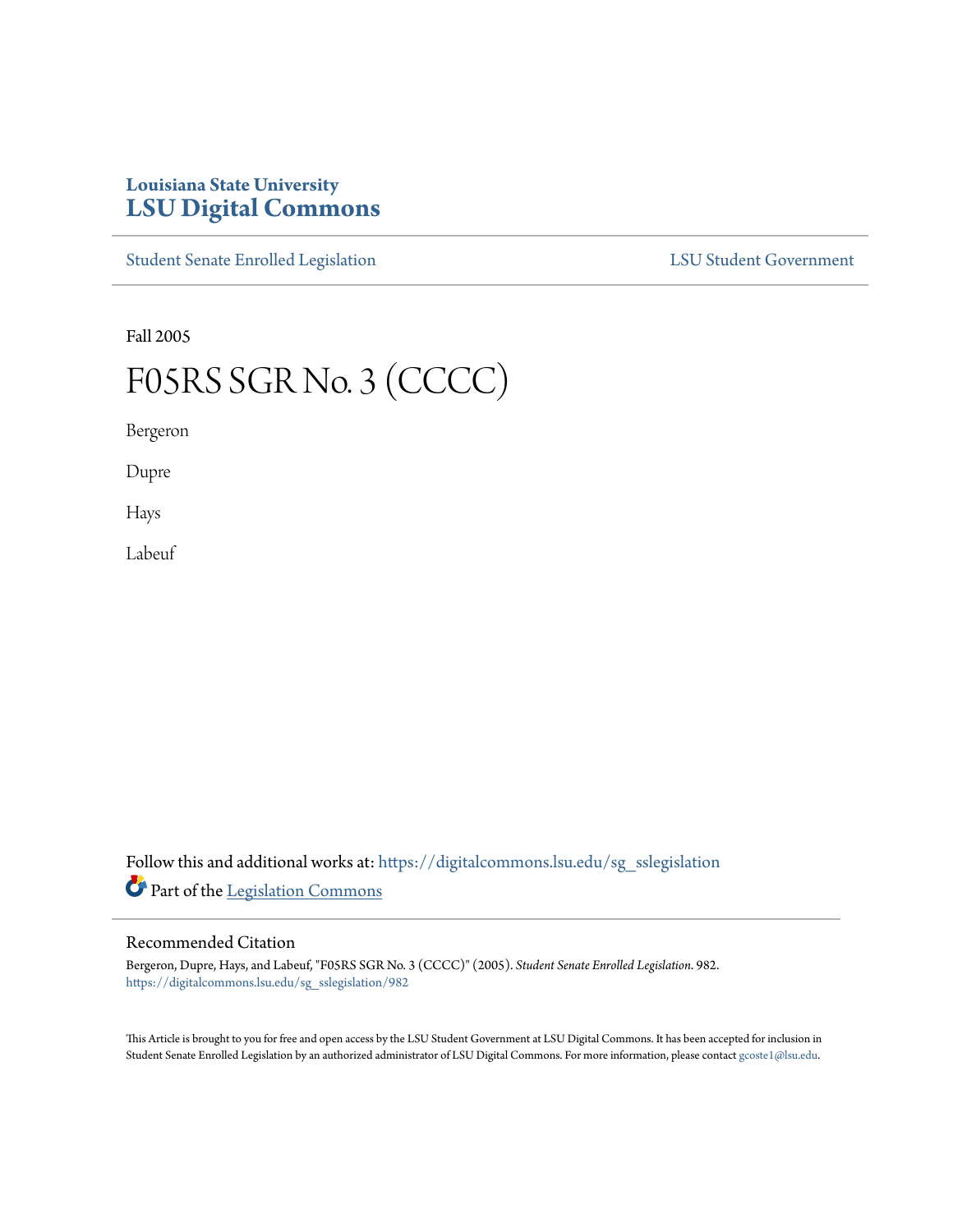Louisiana State University
# LSU Digital Commons

Student Senate Enrolled Legislation

LSU Student Government

Fall 2005

# F05RS SGR No. 3 (CCCC)

Bergeron

Dupre

Hays

Labeuf

Follow this and additional works at: https://digitalcommons.lsu.edu/sg_sslegislation

Part of the Legislation Commons

## Recommended Citation

Bergeron, Dupre, Hays, and Labeuf, "F05RS SGR No. 3 (CCCC)" (2005). *Student Senate Enrolled Legislation*. 982.
https://digitalcommons.lsu.edu/sg_sslegislation/982

This Article is brought to you for free and open access by the LSU Student Government at LSU Digital Commons. It has been accepted for inclusion in Student Senate Enrolled Legislation by an authorized administrator of LSU Digital Commons. For more information, please contact gcoste1@lsu.edu.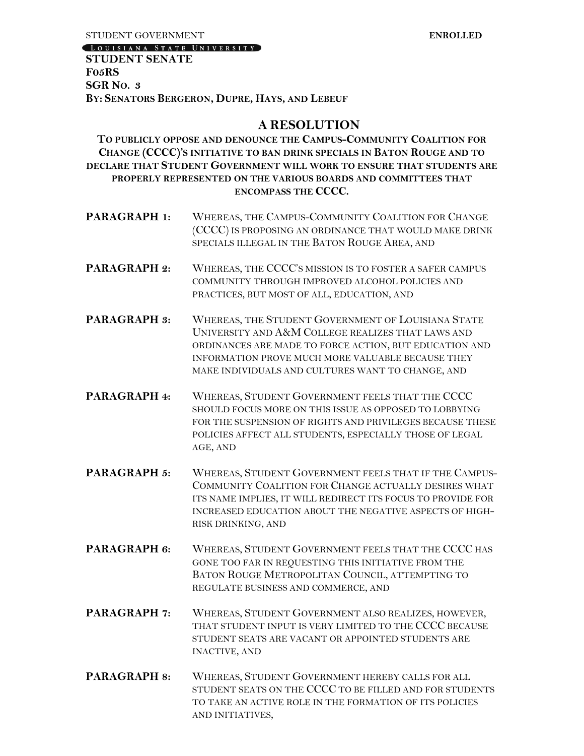STUDENT GOVERNMENT **ENROLLED**

LOUISIANA STATE UNIVERSITY

**STUDENT SENATE**
**F05RS**
**SGR NO. 3**
**BY: SENATORS BERGERON, DUPRE, HAYS, AND LEBEUF**

# A RESOLUTION

**TO PUBLICLY OPPOSE AND DENOUNCE THE CAMPUS-COMMUNITY COALITION FOR CHANGE (CCCC)'S INITIATIVE TO BAN DRINK SPECIALS IN BATON ROUGE AND TO DECLARE THAT STUDENT GOVERNMENT WILL WORK TO ENSURE THAT STUDENTS ARE PROPERLY REPRESENTED ON THE VARIOUS BOARDS AND COMMITTEES THAT ENCOMPASS THE CCCC.**

**PARAGRAPH 1:** WHEREAS, THE CAMPUS-COMMUNITY COALITION FOR CHANGE (CCCC) IS PROPOSING AN ORDINANCE THAT WOULD MAKE DRINK SPECIALS ILLEGAL IN THE BATON ROUGE AREA, AND

**PARAGRAPH 2:** WHEREAS, THE CCCC'S MISSION IS TO FOSTER A SAFER CAMPUS COMMUNITY THROUGH IMPROVED ALCOHOL POLICIES AND PRACTICES, BUT MOST OF ALL, EDUCATION, AND

**PARAGRAPH 3:** WHEREAS, THE STUDENT GOVERNMENT OF LOUISIANA STATE UNIVERSITY AND A&M COLLEGE REALIZES THAT LAWS AND ORDINANCES ARE MADE TO FORCE ACTION, BUT EDUCATION AND INFORMATION PROVE MUCH MORE VALUABLE BECAUSE THEY MAKE INDIVIDUALS AND CULTURES WANT TO CHANGE, AND

**PARAGRAPH 4:** WHEREAS, STUDENT GOVERNMENT FEELS THAT THE CCCC SHOULD FOCUS MORE ON THIS ISSUE AS OPPOSED TO LOBBYING FOR THE SUSPENSION OF RIGHTS AND PRIVILEGES BECAUSE THESE POLICIES AFFECT ALL STUDENTS, ESPECIALLY THOSE OF LEGAL AGE, AND

**PARAGRAPH 5:** WHEREAS, STUDENT GOVERNMENT FEELS THAT IF THE CAMPUS-COMMUNITY COALITION FOR CHANGE ACTUALLY DESIRES WHAT ITS NAME IMPLIES, IT WILL REDIRECT ITS FOCUS TO PROVIDE FOR INCREASED EDUCATION ABOUT THE NEGATIVE ASPECTS OF HIGH-RISK DRINKING, AND

**PARAGRAPH 6:** WHEREAS, STUDENT GOVERNMENT FEELS THAT THE CCCC HAS GONE TOO FAR IN REQUESTING THIS INITIATIVE FROM THE BATON ROUGE METROPOLITAN COUNCIL, ATTEMPTING TO REGULATE BUSINESS AND COMMERCE, AND

**PARAGRAPH 7:** WHEREAS, STUDENT GOVERNMENT ALSO REALIZES, HOWEVER, THAT STUDENT INPUT IS VERY LIMITED TO THE CCCC BECAUSE STUDENT SEATS ARE VACANT OR APPOINTED STUDENTS ARE INACTIVE, AND

**PARAGRAPH 8:** WHEREAS, STUDENT GOVERNMENT HEREBY CALLS FOR ALL STUDENT SEATS ON THE CCCC TO BE FILLED AND FOR STUDENTS TO TAKE AN ACTIVE ROLE IN THE FORMATION OF ITS POLICIES AND INITIATIVES,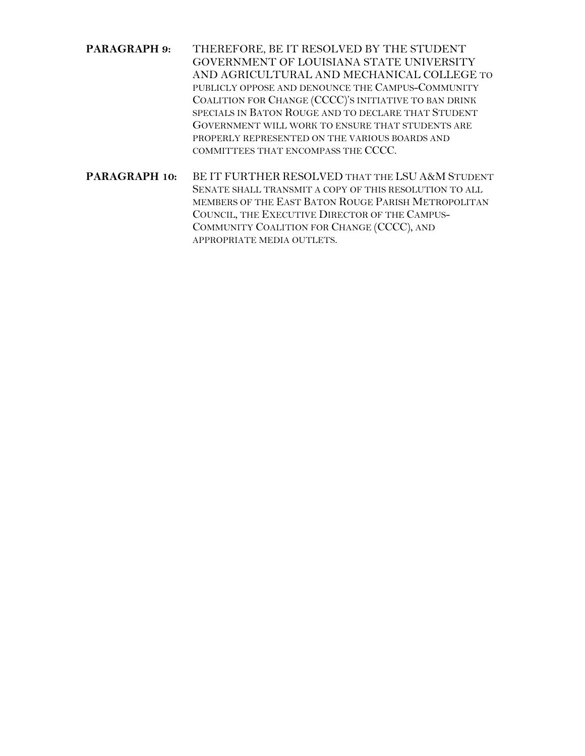**PARAGRAPH 9:** THEREFORE, BE IT RESOLVED BY THE STUDENT GOVERNMENT OF LOUISIANA STATE UNIVERSITY AND AGRICULTURAL AND MECHANICAL COLLEGE TO PUBLICLY OPPOSE AND DENOUNCE THE CAMPUS-COMMUNITY COALITION FOR CHANGE (CCCC)'S INITIATIVE TO BAN DRINK SPECIALS IN BATON ROUGE AND TO DECLARE THAT STUDENT GOVERNMENT WILL WORK TO ENSURE THAT STUDENTS ARE PROPERLY REPRESENTED ON THE VARIOUS BOARDS AND COMMITTEES THAT ENCOMPASS THE CCCC.

**PARAGRAPH 10:** BE IT FURTHER RESOLVED THAT THE LSU A&M STUDENT SENATE SHALL TRANSMIT A COPY OF THIS RESOLUTION TO ALL MEMBERS OF THE EAST BATON ROUGE PARISH METROPOLITAN COUNCIL, THE EXECUTIVE DIRECTOR OF THE CAMPUS-COMMUNITY COALITION FOR CHANGE (CCCC), AND APPROPRIATE MEDIA OUTLETS.